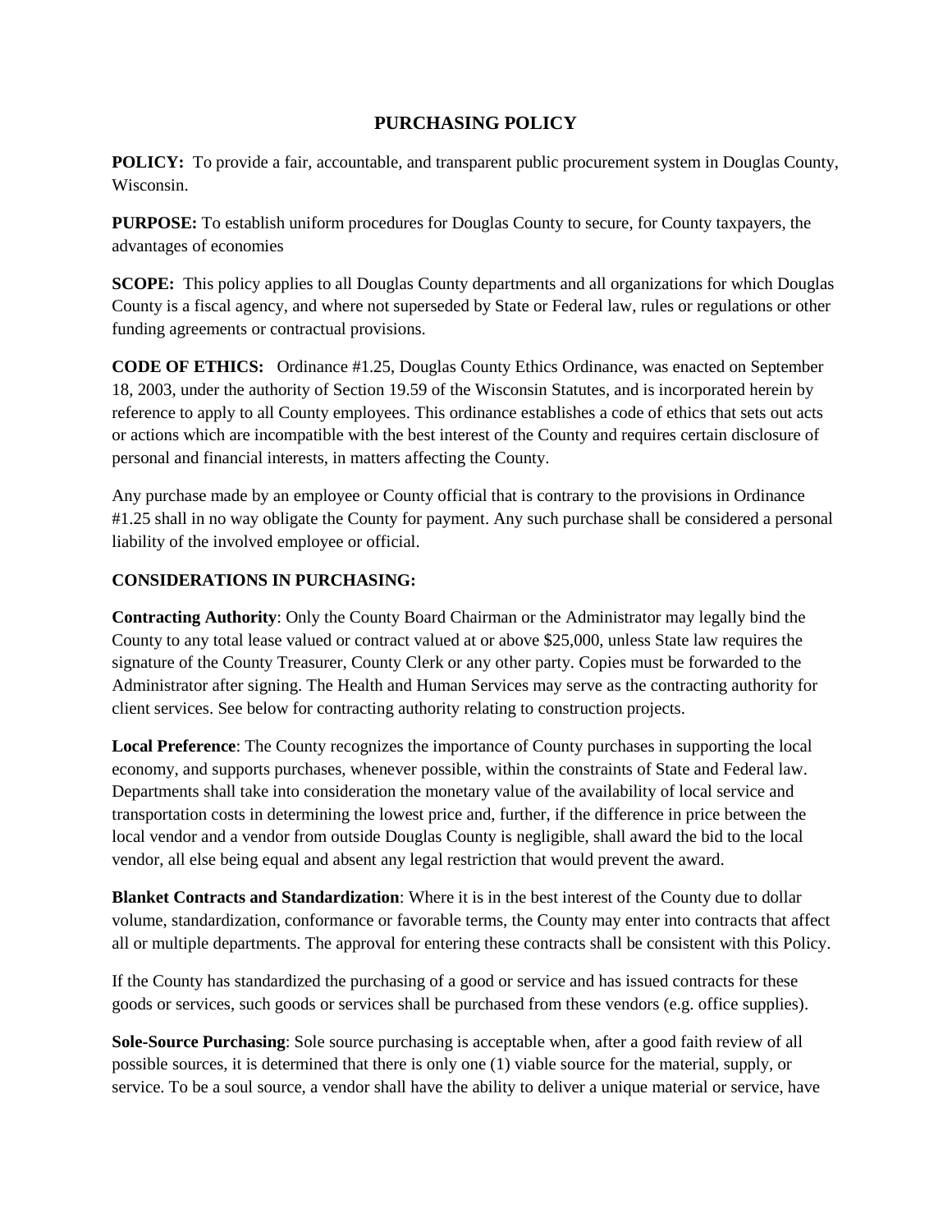# PURCHASING POLICY

**POLICY:** To provide a fair, accountable, and transparent public procurement system in Douglas County, Wisconsin.

**PURPOSE:** To establish uniform procedures for Douglas County to secure, for County taxpayers, the advantages of economies

**SCOPE:** This policy applies to all Douglas County departments and all organizations for which Douglas County is a fiscal agency, and where not superseded by State or Federal law, rules or regulations or other funding agreements or contractual provisions.

**CODE OF ETHICS:** Ordinance #1.25, Douglas County Ethics Ordinance, was enacted on September 18, 2003, under the authority of Section 19.59 of the Wisconsin Statutes, and is incorporated herein by reference to apply to all County employees. This ordinance establishes a code of ethics that sets out acts or actions which are incompatible with the best interest of the County and requires certain disclosure of personal and financial interests, in matters affecting the County.

Any purchase made by an employee or County official that is contrary to the provisions in Ordinance #1.25 shall in no way obligate the County for payment. Any such purchase shall be considered a personal liability of the involved employee or official.

**CONSIDERATIONS IN PURCHASING:**

**Contracting Authority**: Only the County Board Chairman or the Administrator may legally bind the County to any total lease valued or contract valued at or above $25,000, unless State law requires the signature of the County Treasurer, County Clerk or any other party. Copies must be forwarded to the Administrator after signing. The Health and Human Services may serve as the contracting authority for client services. See below for contracting authority relating to construction projects.

**Local Preference**: The County recognizes the importance of County purchases in supporting the local economy, and supports purchases, whenever possible, within the constraints of State and Federal law. Departments shall take into consideration the monetary value of the availability of local service and transportation costs in determining the lowest price and, further, if the difference in price between the local vendor and a vendor from outside Douglas County is negligible, shall award the bid to the local vendor, all else being equal and absent any legal restriction that would prevent the award.

**Blanket Contracts and Standardization**: Where it is in the best interest of the County due to dollar volume, standardization, conformance or favorable terms, the County may enter into contracts that affect all or multiple departments. The approval for entering these contracts shall be consistent with this Policy.

If the County has standardized the purchasing of a good or service and has issued contracts for these goods or services, such goods or services shall be purchased from these vendors (e.g. office supplies).

**Sole-Source Purchasing**: Sole source purchasing is acceptable when, after a good faith review of all possible sources, it is determined that there is only one (1) viable source for the material, supply, or service. To be a soul source, a vendor shall have the ability to deliver a unique material or service, have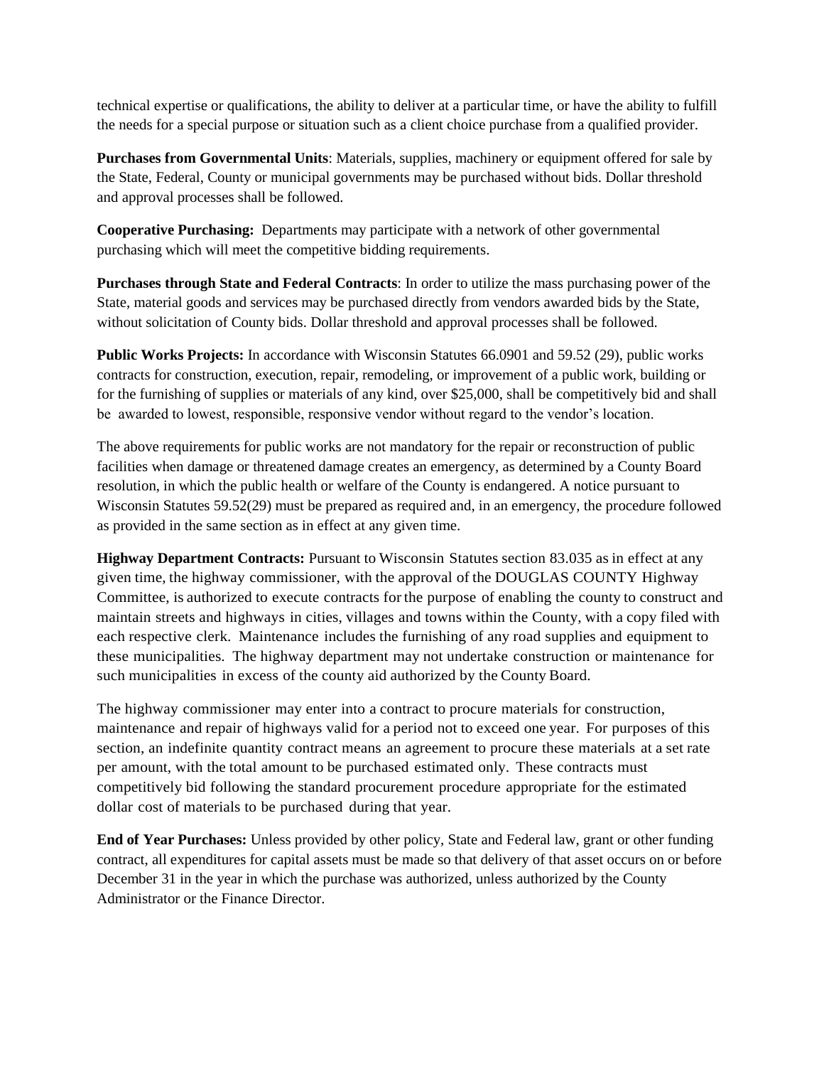technical expertise or qualifications, the ability to deliver at a particular time, or have the ability to fulfill the needs for a special purpose or situation such as a client choice purchase from a qualified provider.

**Purchases from Governmental Units**: Materials, supplies, machinery or equipment offered for sale by the State, Federal, County or municipal governments may be purchased without bids. Dollar threshold and approval processes shall be followed.

**Cooperative Purchasing:** Departments may participate with a network of other governmental purchasing which will meet the competitive bidding requirements.

**Purchases through State and Federal Contracts**: In order to utilize the mass purchasing power of the State, material goods and services may be purchased directly from vendors awarded bids by the State, without solicitation of County bids. Dollar threshold and approval processes shall be followed.

**Public Works Projects:** In accordance with Wisconsin Statutes 66.0901 and 59.52 (29), public works contracts for construction, execution, repair, remodeling, or improvement of a public work, building or for the furnishing of supplies or materials of any kind, over $25,000, shall be competitively bid and shall be awarded to lowest, responsible, responsive vendor without regard to the vendor's location.

The above requirements for public works are not mandatory for the repair or reconstruction of public facilities when damage or threatened damage creates an emergency, as determined by a County Board resolution, in which the public health or welfare of the County is endangered. A notice pursuant to Wisconsin Statutes 59.52(29) must be prepared as required and, in an emergency, the procedure followed as provided in the same section as in effect at any given time.

**Highway Department Contracts:** Pursuant to Wisconsin Statutes section 83.035 as in effect at any given time, the highway commissioner, with the approval of the DOUGLAS COUNTY Highway Committee, is authorized to execute contracts for the purpose of enabling the county to construct and maintain streets and highways in cities, villages and towns within the County, with a copy filed with each respective clerk. Maintenance includes the furnishing of any road supplies and equipment to these municipalities. The highway department may not undertake construction or maintenance for such municipalities in excess of the county aid authorized by the County Board.

The highway commissioner may enter into a contract to procure materials for construction, maintenance and repair of highways valid for a period not to exceed one year. For purposes of this section, an indefinite quantity contract means an agreement to procure these materials at a set rate per amount, with the total amount to be purchased estimated only. These contracts must competitively bid following the standard procurement procedure appropriate for the estimated dollar cost of materials to be purchased during that year.

**End of Year Purchases:** Unless provided by other policy, State and Federal law, grant or other funding contract, all expenditures for capital assets must be made so that delivery of that asset occurs on or before December 31 in the year in which the purchase was authorized, unless authorized by the County Administrator or the Finance Director.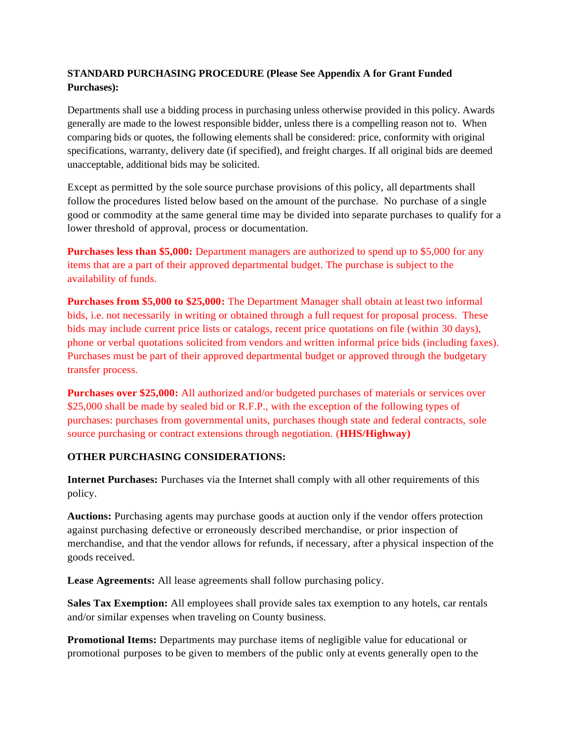**STANDARD PURCHASING PROCEDURE (Please See Appendix A for Grant Funded Purchases):**

Departments shall use a bidding process in purchasing unless otherwise provided in this policy. Awards generally are made to the lowest responsible bidder, unless there is a compelling reason not to. When comparing bids or quotes, the following elements shall be considered: price, conformity with original specifications, warranty, delivery date (if specified), and freight charges. If all original bids are deemed unacceptable, additional bids may be solicited.

Except as permitted by the sole source purchase provisions of this policy, all departments shall follow the procedures listed below based on the amount of the purchase. No purchase of a single good or commodity at the same general time may be divided into separate purchases to qualify for a lower threshold of approval, process or documentation.

**Purchases less than $5,000:** Department managers are authorized to spend up to $5,000 for any items that are a part of their approved departmental budget. The purchase is subject to the availability of funds.

**Purchases from $5,000 to $25,000:** The Department Manager shall obtain at least two informal bids, i.e. not necessarily in writing or obtained through a full request for proposal process. These bids may include current price lists or catalogs, recent price quotations on file (within 30 days), phone or verbal quotations solicited from vendors and written informal price bids (including faxes). Purchases must be part of their approved departmental budget or approved through the budgetary transfer process.

**Purchases over $25,000:** All authorized and/or budgeted purchases of materials or services over $25,000 shall be made by sealed bid or R.F.P., with the exception of the following types of purchases: purchases from governmental units, purchases though state and federal contracts, sole source purchasing or contract extensions through negotiation. (**HHS/Highway)**

**OTHER PURCHASING CONSIDERATIONS:**

**Internet Purchases:** Purchases via the Internet shall comply with all other requirements of this policy.

**Auctions:** Purchasing agents may purchase goods at auction only if the vendor offers protection against purchasing defective or erroneously described merchandise, or prior inspection of merchandise, and that the vendor allows for refunds, if necessary, after a physical inspection of the goods received.

**Lease Agreements:** All lease agreements shall follow purchasing policy.

**Sales Tax Exemption:** All employees shall provide sales tax exemption to any hotels, car rentals and/or similar expenses when traveling on County business.

**Promotional Items:** Departments may purchase items of negligible value for educational or promotional purposes to be given to members of the public only at events generally open to the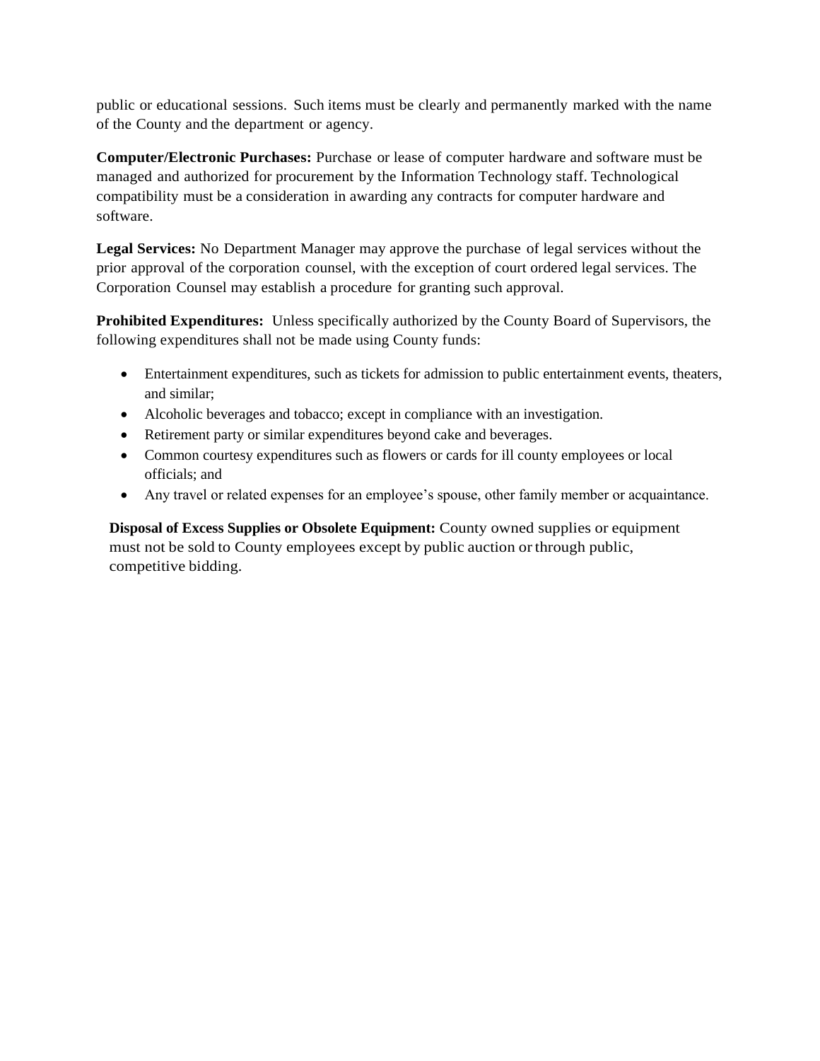public or educational sessions. Such items must be clearly and permanently marked with the name of the County and the department or agency.

**Computer/Electronic Purchases:** Purchase or lease of computer hardware and software must be managed and authorized for procurement by the Information Technology staff. Technological compatibility must be a consideration in awarding any contracts for computer hardware and software.

**Legal Services:** No Department Manager may approve the purchase of legal services without the prior approval of the corporation counsel, with the exception of court ordered legal services. The Corporation Counsel may establish a procedure for granting such approval.

**Prohibited Expenditures:** Unless specifically authorized by the County Board of Supervisors, the following expenditures shall not be made using County funds:

- Entertainment expenditures, such as tickets for admission to public entertainment events, theaters, and similar;
- Alcoholic beverages and tobacco; except in compliance with an investigation.
- Retirement party or similar expenditures beyond cake and beverages.
- Common courtesy expenditures such as flowers or cards for ill county employees or local officials; and
- Any travel or related expenses for an employee's spouse, other family member or acquaintance.

**Disposal of Excess Supplies or Obsolete Equipment:** County owned supplies or equipment must not be sold to County employees except by public auction or through public, competitive bidding.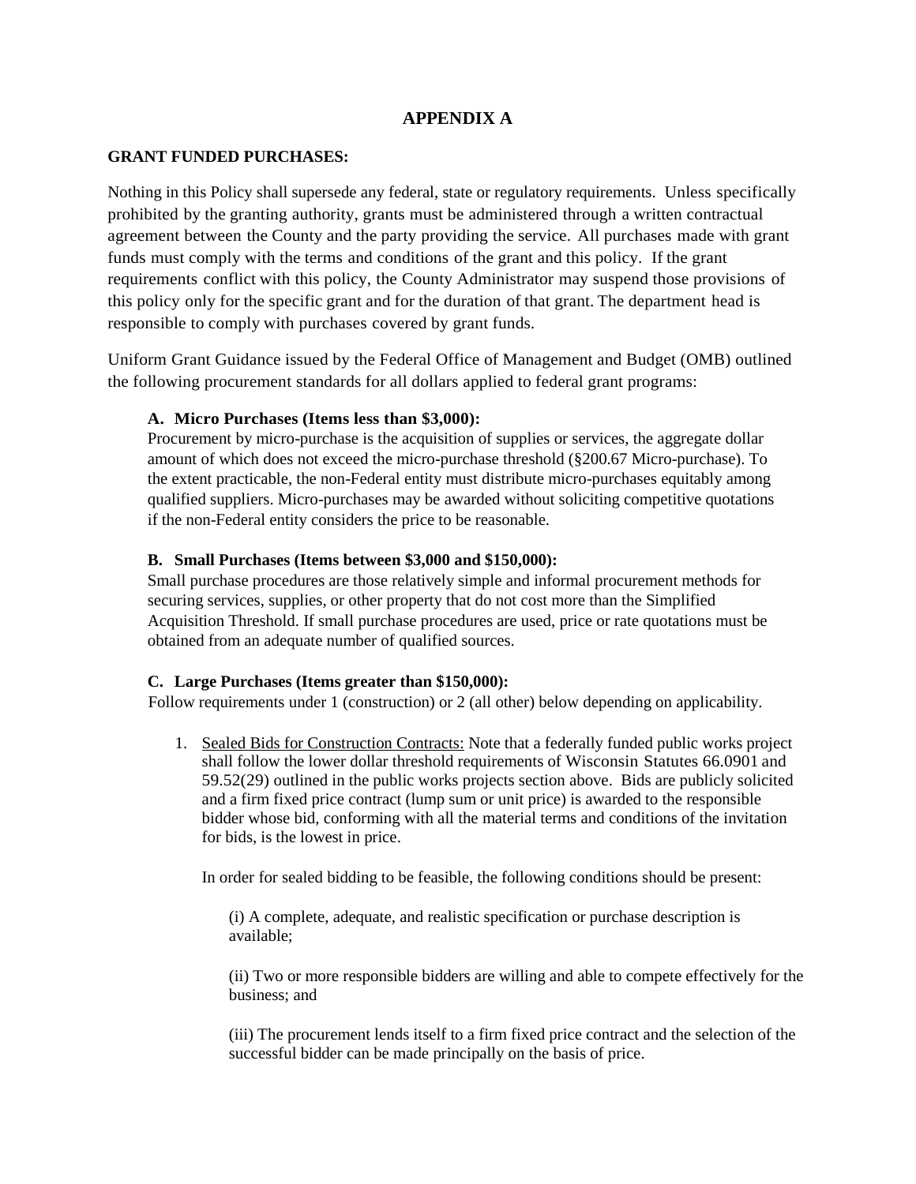# APPENDIX A

**GRANT FUNDED PURCHASES:**

Nothing in this Policy shall supersede any federal, state or regulatory requirements. Unless specifically prohibited by the granting authority, grants must be administered through a written contractual agreement between the County and the party providing the service. All purchases made with grant funds must comply with the terms and conditions of the grant and this policy. If the grant requirements conflict with this policy, the County Administrator may suspend those provisions of this policy only for the specific grant and for the duration of that grant. The department head is responsible to comply with purchases covered by grant funds.

Uniform Grant Guidance issued by the Federal Office of Management and Budget (OMB) outlined the following procurement standards for all dollars applied to federal grant programs:

**A. Micro Purchases (Items less than $3,000):**
Procurement by micro-purchase is the acquisition of supplies or services, the aggregate dollar amount of which does not exceed the micro-purchase threshold (§200.67 Micro-purchase). To the extent practicable, the non-Federal entity must distribute micro-purchases equitably among qualified suppliers. Micro-purchases may be awarded without soliciting competitive quotations if the non-Federal entity considers the price to be reasonable.

**B. Small Purchases (Items between $3,000 and $150,000):**
Small purchase procedures are those relatively simple and informal procurement methods for securing services, supplies, or other property that do not cost more than the Simplified Acquisition Threshold. If small purchase procedures are used, price or rate quotations must be obtained from an adequate number of qualified sources.

**C. Large Purchases (Items greater than $150,000):**
Follow requirements under 1 (construction) or 2 (all other) below depending on applicability.

1. Sealed Bids for Construction Contracts: Note that a federally funded public works project shall follow the lower dollar threshold requirements of Wisconsin Statutes 66.0901 and 59.52(29) outlined in the public works projects section above. Bids are publicly solicited and a firm fixed price contract (lump sum or unit price) is awarded to the responsible bidder whose bid, conforming with all the material terms and conditions of the invitation for bids, is the lowest in price.

   In order for sealed bidding to be feasible, the following conditions should be present:

   (i) A complete, adequate, and realistic specification or purchase description is available;

   (ii) Two or more responsible bidders are willing and able to compete effectively for the business; and

   (iii) The procurement lends itself to a firm fixed price contract and the selection of the successful bidder can be made principally on the basis of price.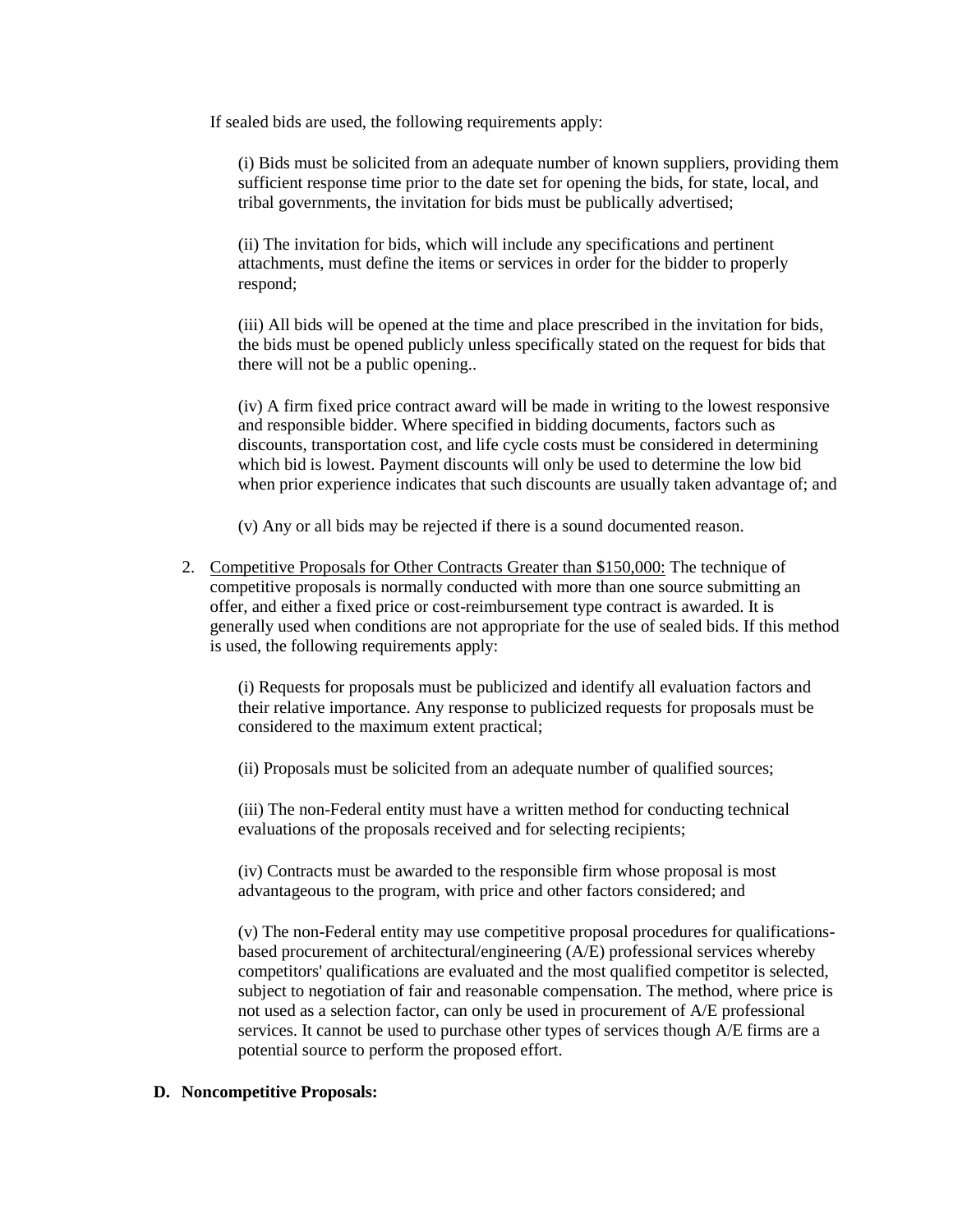If sealed bids are used, the following requirements apply:

(i) Bids must be solicited from an adequate number of known suppliers, providing them sufficient response time prior to the date set for opening the bids, for state, local, and tribal governments, the invitation for bids must be publically advertised;

(ii) The invitation for bids, which will include any specifications and pertinent attachments, must define the items or services in order for the bidder to properly respond;

(iii) All bids will be opened at the time and place prescribed in the invitation for bids, the bids must be opened publicly unless specifically stated on the request for bids that there will not be a public opening..

(iv) A firm fixed price contract award will be made in writing to the lowest responsive and responsible bidder. Where specified in bidding documents, factors such as discounts, transportation cost, and life cycle costs must be considered in determining which bid is lowest. Payment discounts will only be used to determine the low bid when prior experience indicates that such discounts are usually taken advantage of; and

(v) Any or all bids may be rejected if there is a sound documented reason.

2. <u>Competitive Proposals for Other Contracts Greater than $150,000:</u> The technique of competitive proposals is normally conducted with more than one source submitting an offer, and either a fixed price or cost-reimbursement type contract is awarded. It is generally used when conditions are not appropriate for the use of sealed bids. If this method is used, the following requirements apply:

   (i) Requests for proposals must be publicized and identify all evaluation factors and their relative importance. Any response to publicized requests for proposals must be considered to the maximum extent practical;

   (ii) Proposals must be solicited from an adequate number of qualified sources;

   (iii) The non-Federal entity must have a written method for conducting technical evaluations of the proposals received and for selecting recipients;

   (iv) Contracts must be awarded to the responsible firm whose proposal is most advantageous to the program, with price and other factors considered; and

   (v) The non-Federal entity may use competitive proposal procedures for qualifications-based procurement of architectural/engineering (A/E) professional services whereby competitors' qualifications are evaluated and the most qualified competitor is selected, subject to negotiation of fair and reasonable compensation. The method, where price is not used as a selection factor, can only be used in procurement of A/E professional services. It cannot be used to purchase other types of services though A/E firms are a potential source to perform the proposed effort.

**D. Noncompetitive Proposals:**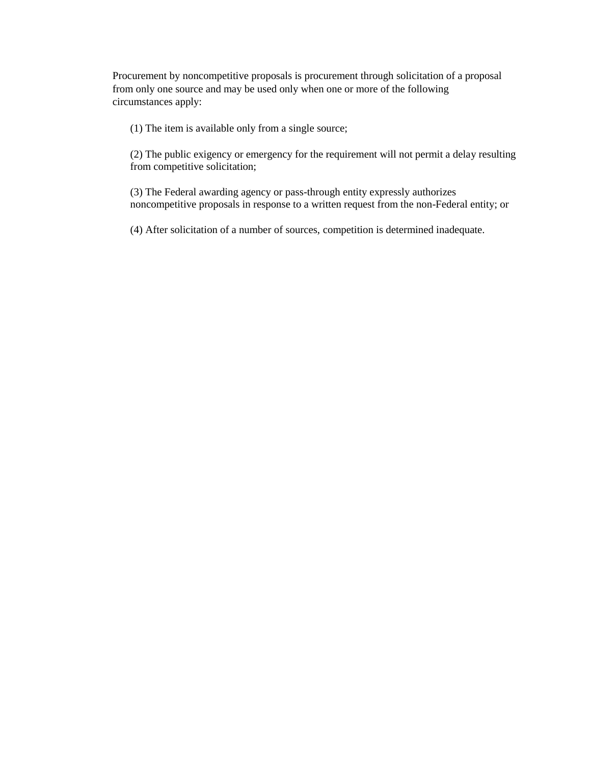Procurement by noncompetitive proposals is procurement through solicitation of a proposal from only one source and may be used only when one or more of the following circumstances apply:

(1) The item is available only from a single source;

(2) The public exigency or emergency for the requirement will not permit a delay resulting from competitive solicitation;

(3) The Federal awarding agency or pass-through entity expressly authorizes noncompetitive proposals in response to a written request from the non-Federal entity; or

(4) After solicitation of a number of sources, competition is determined inadequate.